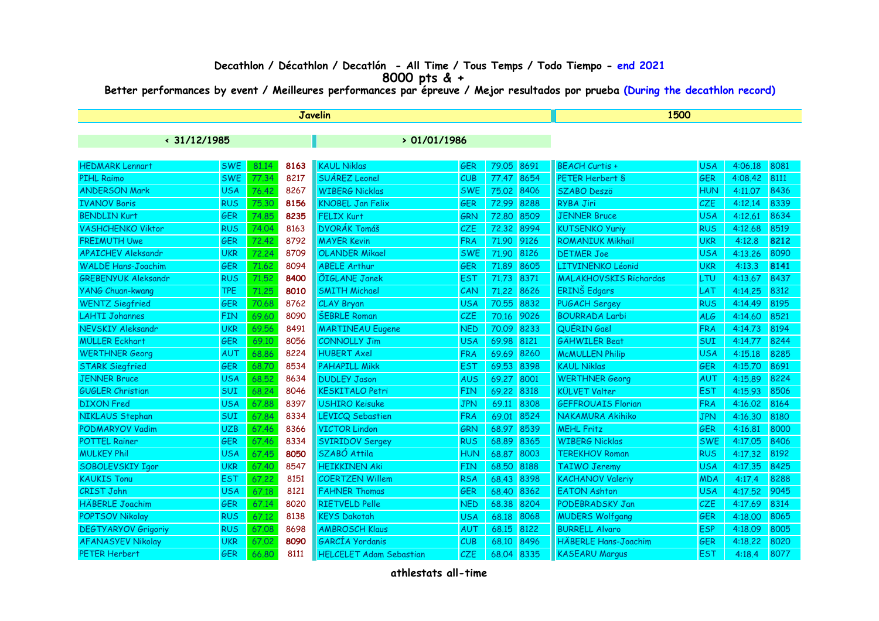**Decathlon / Décathlon / Decatlón - All Time / Tous Temps / Todo Tiempo - end 2021**

**8000 pts & +**

**Better performances by event / Meilleures performances par épreuve / Mejor resultados por prueba (During the decathlon record)**

| Javelin < 31/12/1985 | | | | Javelin > 01/01/1986 | | | | 1500 | | | |
|---|---|---|---|---|---|---|---|---|---|---|---|
| HEDMARK Lennart | SWE | 81.14 | **8163** | KAUL Niklas | GER | 79.05 | 8691 | BEACH Curtis + | USA | 4:06.18 | 8081 |
| PIHL Raimo | SWE | 77.34 | 8217 | SUÁREZ Leonel | CUB | 77.47 | 8654 | PETER Herbert § | GER | 4:08.42 | 8111 |
| ANDERSON Mark | USA | 76.42 | 8267 | WIBERG Nicklas | SWE | 75.02 | 8406 | SZABO Deszö | HUN | 4:11.07 | 8436 |
| IVANOV Boris | RUS | 75.30 | **8156** | KNOBEL Jan Felix | GER | 72.99 | 8288 | RYBA Jiri | CZE | 4:12.14 | 8339 |
| BENDLIN Kurt | GER | 74.85 | **8235** | FELIX Kurt | GRN | 72.80 | 8509 | JENNER Bruce | USA | 4:12.61 | 8634 |
| VASHCHENKO Viktor | RUS | 74.04 | 8163 | DVOŘÁK Tomáš | CZE | 72.32 | 8994 | KUTSENKO Yuriy | RUS | 4:12.68 | 8519 |
| FREIMUTH Uwe | GER | 72.42 | 8792 | MAYER Kevin | FRA | 71.90 | 9126 | ROMANIUK Mikhail | UKR | 4:12.8 | **8212** |
| APAICHEV Aleksandr | UKR | 72.24 | 8709 | OLANDER Mikael | SWE | 71.90 | 8126 | DETMER Joe | USA | 4:13.26 | 8090 |
| WALDE Hans-Joachim | GER | 71.62 | 8094 | ABELE Arthur | GER | 71.89 | 8605 | LITVINENKO Léonid | UKR | 4:13.3 | **8141** |
| GREBENYUK Aleksandr | RUS | 71.52 | **8400** | ÕIGLANE Janek | EST | 71.73 | 8371 | MALAKHOVSKIS Richardas | LTU | 4:13.67 | 8437 |
| YANG Chuan-kwang | TPE | 71.25 | **8010** | SMITH Michael | CAN | 71.22 | 8626 | ERINŠ Edgars | LAT | 4:14.25 | 8312 |
| WENTZ Siegfried | GER | 70.68 | 8762 | CLAY Bryan | USA | 70.55 | 8832 | PUGACH Sergey | RUS | 4:14.49 | 8195 |
| LAHTI Johannes | FIN | 69.60 | 8090 | ŠEBRLE Roman | CZE | 70.16 | 9026 | BOURRADA Larbi | ALG | 4:14.60 | 8521 |
| NEVSKIY Aleksandr | UKR | 69.56 | 8491 | MARTINEAU Eugene | NED | 70.09 | 8233 | QUÉRIN Gaël | FRA | 4:14.73 | 8194 |
| MÜLLER Eckhart | GER | 69.10 | 8056 | CONNOLLY Jim | USA | 69.98 | 8121 | GÄHWILER Beat | SUI | 4:14.77 | 8244 |
| WERTHNER Georg | AUT | 68.86 | 8224 | HUBERT Axel | FRA | 69.69 | 8260 | McMULLEN Philip | USA | 4:15.18 | 8285 |
| STARK Siegfried | GER | 68.70 | 8534 | PAHAPILL Mikk | EST | 69.53 | 8398 | KAUL Niklas | GER | 4:15.70 | 8691 |
| JENNER Bruce | USA | 68.52 | 8634 | DUDLEY Jason | AUS | 69.27 | 8001 | WERTHNER Georg | AUT | 4:15.89 | 8224 |
| GUGLER Christian | SUI | 68.24 | 8046 | KESKITALO Petri | FIN | 69.22 | 8318 | KÜLVET Valter | EST | 4:15.93 | 8506 |
| DIXON Fred | USA | 67.88 | 8397 | USHIRO Keisuke | JPN | 69.11 | 8308 | GEFFROUAIS Florian | FRA | 4:16.02 | 8164 |
| NIKLAUS Stephan | SUI | 67.84 | 8334 | LEVICQ Sebastien | FRA | 69.01 | 8524 | NAKAMURA Akihiko | JPN | 4:16.30 | 8180 |
| PODMARYOV Vadim | UZB | 67.46 | 8366 | VICTOR Lindon | GRN | 68.97 | 8539 | MEHL Fritz | GER | 4:16.81 | 8000 |
| POTTEL Rainer | GER | 67.46 | 8334 | SVIRIDOV Sergey | RUS | 68.89 | 8365 | WIBERG Nicklas | SWE | 4:17.05 | 8406 |
| MULKEY Phil | USA | 67.45 | **8050** | SZABÓ Attila | HUN | 68.87 | 8003 | TEREKHOV Roman | RUS | 4:17.32 | 8192 |
| SOBOLEVSKIY Igor | UKR | 67.40 | 8547 | HEIKKINEN Aki | FIN | 68.50 | 8188 | TAIWO Jeremy | USA | 4:17.35 | 8425 |
| KAUKIS Tonu | EST | 67.22 | 8151 | COERTZEN Willem | RSA | 68.43 | 8398 | KACHANOV Valeriy | MDA | 4:17.4 | 8288 |
| CRIST John | USA | 67.18 | 8121 | FAHNER Thomas | GER | 68.40 | 8362 | EATON Ashton | USA | 4:17.52 | 9045 |
| HÄBERLE Joachim | GER | 67.14 | 8020 | RIETVELD Pelle | NED | 68.38 | 8204 | PODEBRADSKY Jan | CZE | 4:17.69 | 8314 |
| POPTSOV Nikolay | RUS | 67.12 | 8138 | KEYS Dakotah | USA | 68.18 | 8068 | MUDERS Wolfgang | GER | 4:18.00 | 8065 |
| DEGTYARYOV Grigoriy | RUS | 67.08 | 8698 | AMBROSCH Klaus | AUT | 68.15 | 8122 | BURRELL Alvaro | ESP | 4:18.09 | 8005 |
| AFANASYEV Nikolay | UKR | 67.02 | **8090** | GARCÍA Yordanis | CUB | 68.10 | 8496 | HÄBERLE Hans-Joachim | GER | 4:18.22 | 8020 |
| PETER Herbert | GER | 66.80 | 8111 | HELCELET Adam Sebastian | CZE | 68.04 | 8335 | KASEARU Margus | EST | 4:18.4 | 8077 |

**athlestats all-time**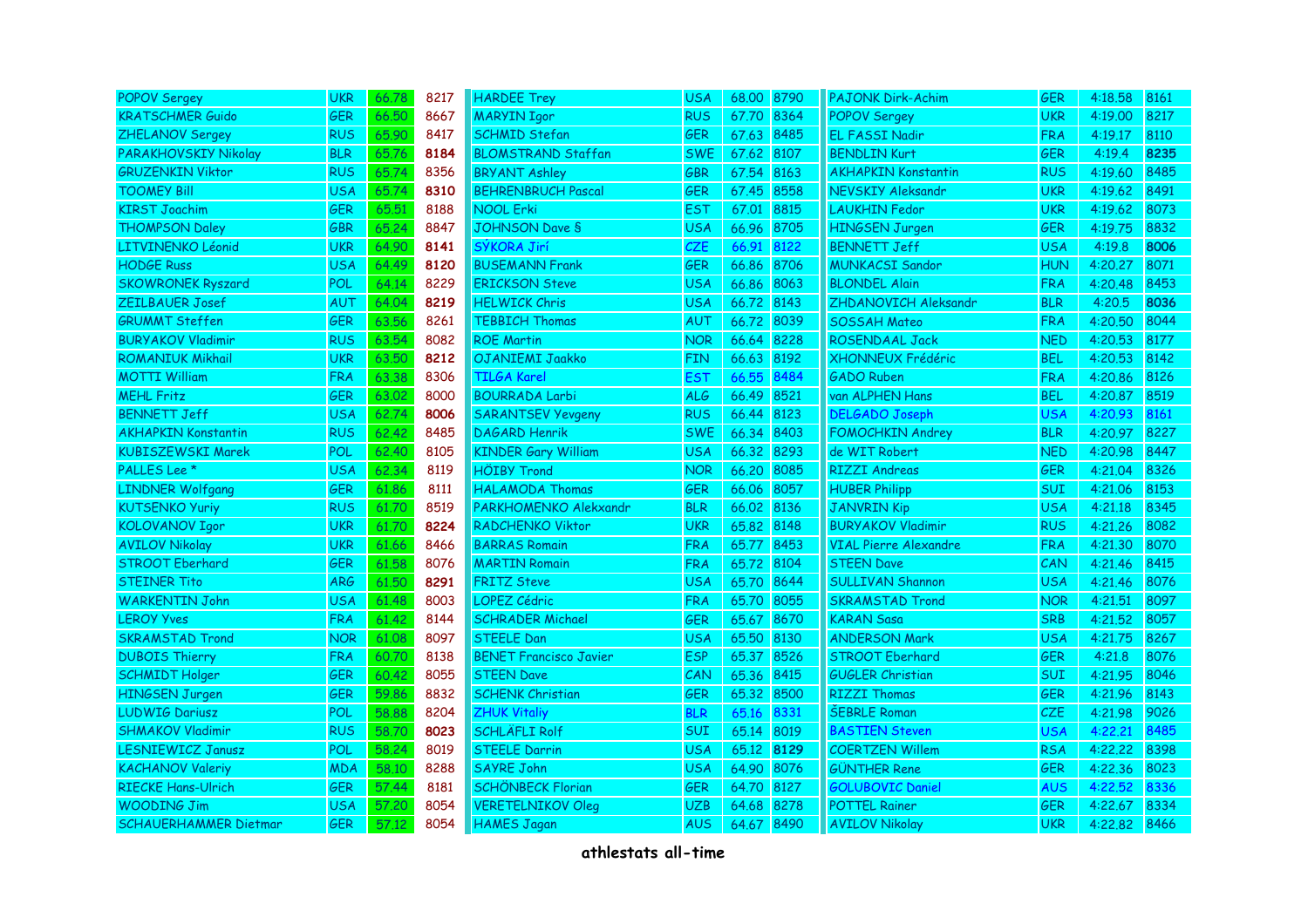| Name | Nat | Mark | Score |
|---|---|---|---|
| POPOV Sergey | UKR | 66.78 | 8217 |
| KRATSCHMER Guido | GER | 66.50 | 8667 |
| ZHELANOV Sergey | RUS | 65.90 | 8417 |
| PARAKHOVSKIY Nikolay | BLR | 65.76 | **8184** |
| GRUZENKIN Viktor | RUS | 65.74 | 8356 |
| TOOMEY Bill | USA | 65.74 | **8310** |
| KIRST Joachim | GER | 65.51 | 8188 |
| THOMPSON Daley | GBR | 65.24 | 8847 |
| LITVINENKO Léonid | UKR | 64.90 | **8141** |
| HODGE Russ | USA | 64.49 | **8120** |
| SKOWRONEK Ryszard | POL | 64.14 | 8229 |
| ZEILBAUER Josef | AUT | 64.04 | **8219** |
| GRUMMT Steffen | GER | 63.56 | 8261 |
| BURYAKOV Vladimir | RUS | 63.54 | 8082 |
| ROMANIUK Mikhail | UKR | 63.50 | **8212** |
| MOTTI William | FRA | 63.38 | 8306 |
| MEHL Fritz | GER | 63.02 | 8000 |
| BENNETT Jeff | USA | 62.74 | **8006** |
| AKHAPKIN Konstantin | RUS | 62.42 | 8485 |
| KUBISZEWSKI Marek | POL | 62.40 | 8105 |
| PALLES Lee * | USA | 62.34 | 8119 |
| LINDNER Wolfgang | GER | 61.86 | 8111 |
| KUTSENKO Yuriy | RUS | 61.70 | 8519 |
| KOLOVANOV Igor | UKR | 61.70 | **8224** |
| AVILOV Nikolay | UKR | 61.66 | 8466 |
| STROOT Eberhard | GER | 61.58 | 8076 |
| STEINER Tito | ARG | 61.50 | **8291** |
| WARKENTIN John | USA | 61.48 | 8003 |
| LEROY Yves | FRA | 61.42 | 8144 |
| SKRAMSTAD Trond | NOR | 61.08 | 8097 |
| DUBOIS Thierry | FRA | 60.70 | 8138 |
| SCHMIDT Holger | GER | 60.42 | 8055 |
| HINGSEN Jurgen | GER | 59.86 | 8832 |
| LUDWIG Dariusz | POL | 58.88 | 8204 |
| SHMAKOV Vladimir | RUS | 58.70 | **8023** |
| LESNIEWICZ Janusz | POL | 58.24 | 8019 |
| KACHANOV Valeriy | MDA | 58.10 | 8288 |
| RIECKE Hans-Ulrich | GER | 57.44 | 8181 |
| WOODING Jim | USA | 57.20 | 8054 |
| SCHAUERHAMMER Dietmar | GER | 57.12 | 8054 |

| Name | Nat | Mark | Score |
|---|---|---|---|
| HARDEE Trey | USA | 68.00 | 8790 |
| MARYIN Igor | RUS | 67.70 | 8364 |
| SCHMID Stefan | GER | 67.63 | 8485 |
| BLOMSTRAND Staffan | SWE | 67.62 | 8107 |
| BRYANT Ashley | GBR | 67.54 | 8163 |
| BEHRENBRUCH Pascal | GER | 67.45 | 8558 |
| NOOL Erki | EST | 67.01 | 8815 |
| JOHNSON Dave § | USA | 66.96 | 8705 |
| SÝKORA Jirí | CZE | 66.91 | 8122 |
| BUSEMANN Frank | GER | 66.86 | 8706 |
| ERICKSON Steve | USA | 66.86 | 8063 |
| HELWICK Chris | USA | 66.72 | 8143 |
| TEBBICH Thomas | AUT | 66.72 | 8039 |
| ROE Martin | NOR | 66.64 | 8228 |
| OJANIEMI Jaakko | FIN | 66.63 | 8192 |
| TILGA Karel | EST | 66.55 | 8484 |
| BOURRADA Larbi | ALG | 66.49 | 8521 |
| SARANTSEV Yevgeny | RUS | 66.44 | 8123 |
| DAGARD Henrik | SWE | 66.34 | 8403 |
| KINDER Gary William | USA | 66.32 | 8293 |
| HÖIBY Trond | NOR | 66.20 | 8085 |
| HALAMODA Thomas | GER | 66.06 | 8057 |
| PARKHOMENKO Alekxandr | BLR | 66.02 | 8136 |
| RADCHENKO Viktor | UKR | 65.82 | 8148 |
| BARRAS Romain | FRA | 65.77 | 8453 |
| MARTIN Romain | FRA | 65.72 | 8104 |
| FRITZ Steve | USA | 65.70 | 8644 |
| LOPEZ Cédric | FRA | 65.70 | 8055 |
| SCHRADER Michael | GER | 65.67 | 8670 |
| STEELE Dan | USA | 65.50 | 8130 |
| BENET Francisco Javier | ESP | 65.37 | 8526 |
| STEEN Dave | CAN | 65.36 | 8415 |
| SCHENK Christian | GER | 65.32 | 8500 |
| ZHUK Vitaliy | BLR | 65.16 | 8331 |
| SCHLÄFLI Rolf | SUI | 65.14 | 8019 |
| STEELE Darrin | USA | 65.12 | **8129** |
| SAYRE John | USA | 64.90 | 8076 |
| SCHÖNBECK Florian | GER | 64.70 | 8127 |
| VERETELNIKOV Oleg | UZB | 64.68 | 8278 |
| HAMES Jagan | AUS | 64.67 | 8490 |

| Name | Nat | Mark | Score |
|---|---|---|---|
| PAJONK Dirk-Achim | GER | 4:18.58 | 8161 |
| POPOV Sergey | UKR | 4:19.00 | 8217 |
| EL FASSI Nadir | FRA | 4:19.17 | 8110 |
| BENDLIN Kurt | GER | 4:19.4 | **8235** |
| AKHAPKIN Konstantin | RUS | 4:19.60 | 8485 |
| NEVSKIY Aleksandr | UKR | 4:19.62 | 8491 |
| LAUKHIN Fedor | UKR | 4:19.62 | 8073 |
| HINGSEN Jurgen | GER | 4:19.75 | 8832 |
| BENNETT Jeff | USA | 4:19.8 | **8006** |
| MUNKACSI Sandor | HUN | 4:20.27 | 8071 |
| BLONDEL Alain | FRA | 4:20.48 | 8453 |
| ZHDANOVICH Aleksandr | BLR | 4:20.5 | **8036** |
| SOSSAH Mateo | FRA | 4:20.50 | 8044 |
| ROSENDAAL Jack | NED | 4:20.53 | 8177 |
| XHONNEUX Frédéric | BEL | 4:20.53 | 8142 |
| GADO Ruben | FRA | 4:20.86 | 8126 |
| van ALPHEN Hans | BEL | 4:20.87 | 8519 |
| DELGADO Joseph | USA | 4:20.93 | 8161 |
| FOMOCHKIN Andrey | BLR | 4:20.97 | 8227 |
| de WIT Robert | NED | 4:20.98 | 8447 |
| RIZZI Andreas | GER | 4:21.04 | 8326 |
| HUBER Philipp | SUI | 4:21.06 | 8153 |
| JANVRIN Kip | USA | 4:21.18 | 8345 |
| BURYAKOV Vladimir | RUS | 4:21.26 | 8082 |
| VIAL Pierre Alexandre | FRA | 4:21.30 | 8070 |
| STEEN Dave | CAN | 4:21.46 | 8415 |
| SULLIVAN Shannon | USA | 4:21.46 | 8076 |
| SKRAMSTAD Trond | NOR | 4:21.51 | 8097 |
| KARAN Sasa | SRB | 4:21.52 | 8057 |
| ANDERSON Mark | USA | 4:21.75 | 8267 |
| STROOT Eberhard | GER | 4:21.8 | 8076 |
| GUGLER Christian | SUI | 4:21.95 | 8046 |
| RIZZI Thomas | GER | 4:21.96 | 8143 |
| ŠEBRLE Roman | CZE | 4:21.98 | 9026 |
| BASTIEN Steven | USA | 4:22.21 | 8485 |
| COERTZEN Willem | RSA | 4:22.22 | 8398 |
| GÜNTHER Rene | GER | 4:22.36 | 8023 |
| GOLUBOVIC Daniel | AUS | 4:22.52 | 8336 |
| POTTEL Rainer | GER | 4:22.67 | 8334 |
| AVILOV Nikolay | UKR | 4:22.82 | 8466 |

**athlestats all-time**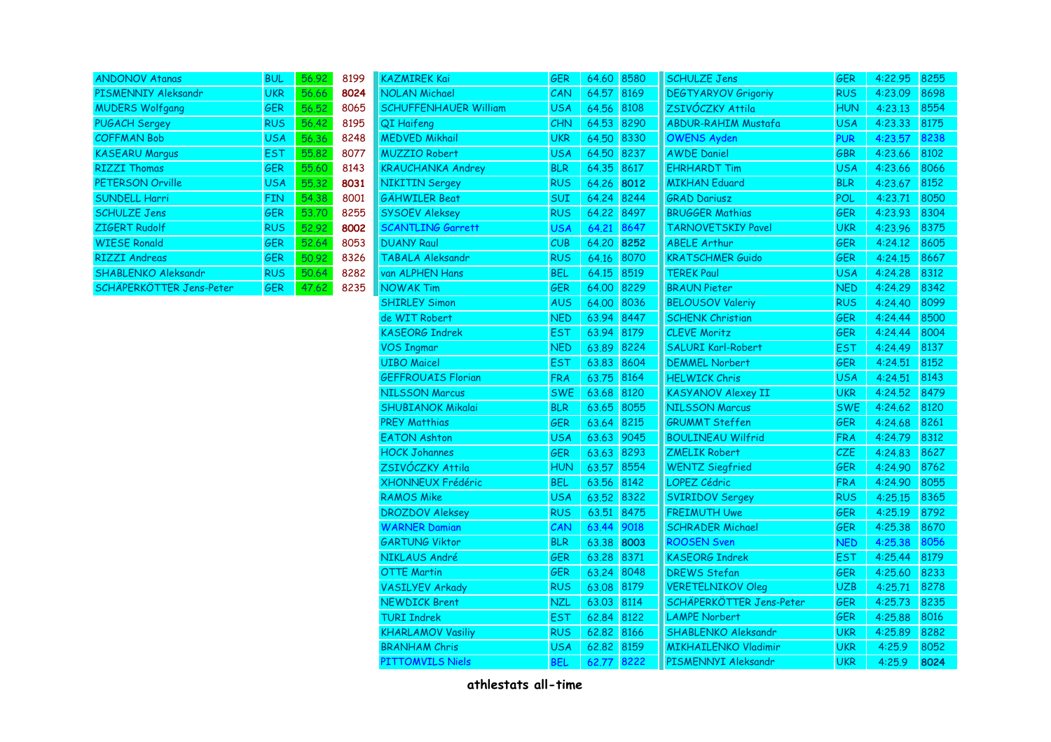| | | | |
|---|---|---|---|
| ANDONOV Atanas | BUL | 56.92 | 8199 |
| PISMENNIY Aleksandr | UKR | 56.66 | **8024** |
| MUDERS Wolfgang | GER | 56.52 | 8065 |
| PUGACH Sergey | RUS | 56.42 | 8195 |
| COFFMAN Bob | USA | 56.36 | 8248 |
| KASEARU Margus | EST | 55.82 | 8077 |
| RIZZI Thomas | GER | 55.60 | 8143 |
| PETERSON Orville | USA | 55.32 | **8031** |
| SUNDELL Harri | FIN | 54.38 | 8001 |
| SCHULZE Jens | GER | 53.70 | 8255 |
| ZIGERT Rudolf | RUS | 52.92 | **8002** |
| WIESE Ronald | GER | 52.64 | 8053 |
| RIZZI Andreas | GER | 50.92 | 8326 |
| SHABLENKO Aleksandr | RUS | 50.64 | 8282 |
| SCHÄPERKÖTTER Jens-Peter | GER | 47.62 | 8235 |

| | | | |
|---|---|---|---|
| KAZMIREK Kai | GER | 64.60 | 8580 |
| NOLAN Michael | CAN | 64.57 | 8169 |
| SCHUFFENHAUER William | USA | 64.56 | 8108 |
| QI Haifeng | CHN | 64.53 | 8290 |
| MEDVED Mikhail | UKR | 64.50 | 8330 |
| MUZZIO Robert | USA | 64.50 | 8237 |
| KRAUCHANKA Andrey | BLR | 64.35 | 8617 |
| NIKITIN Sergey | RUS | 64.26 | **8012** |
| GÄHWILER Beat | SUI | 64.24 | 8244 |
| SYSOEV Aleksey | RUS | 64.22 | 8497 |
| SCANTLING Garrett | USA | 64.21 | 8647 |
| DUANY Raul | CUB | 64.20 | **8252** |
| TABALA Aleksandr | RUS | 64.16 | 8070 |
| van ALPHEN Hans | BEL | 64.15 | 8519 |
| NOWAK Tim | GER | 64.00 | 8229 |
| SHIRLEY Simon | AUS | 64.00 | 8036 |
| de WIT Robert | NED | 63.94 | 8447 |
| KASEORG Indrek | EST | 63.94 | 8179 |
| VOS Ingmar | NED | 63.89 | 8224 |
| UIBO Maicel | EST | 63.83 | 8604 |
| GEFFROUAIS Florian | FRA | 63.75 | 8164 |
| NILSSON Marcus | SWE | 63.68 | 8120 |
| SHUBIANOK Mikalai | BLR | 63.65 | 8055 |
| PREY Matthias | GER | 63.64 | 8215 |
| EATON Ashton | USA | 63.63 | 9045 |
| HOCK Johannes | GER | 63.63 | 8293 |
| ZSIVÓCZKY Attila | HUN | 63.57 | 8554 |
| XHONNEUX Frédéric | BEL | 63.56 | 8142 |
| RAMOS Mike | USA | 63.52 | 8322 |
| DROZDOV Aleksey | RUS | 63.51 | 8475 |
| WARNER Damian | CAN | 63.44 | 9018 |
| GARTUNG Viktor | BLR | 63.38 | **8003** |
| NIKLAUS André | GER | 63.28 | 8371 |
| OTTE Martin | GER | 63.24 | 8048 |
| VASILYEV Arkady | RUS | 63.08 | 8179 |
| NEWDICK Brent | NZL | 63.03 | 8114 |
| TURI Indrek | EST | 62.84 | 8122 |
| KHARLAMOV Vasiliy | RUS | 62.82 | 8166 |
| BRANHAM Chris | USA | 62.82 | 8159 |
| PITTOMVILS Niels | BEL | 62.77 | 8222 |

| | | | |
|---|---|---|---|
| SCHULZE Jens | GER | 4:22.95 | 8255 |
| DEGTYARYOV Grigoriy | RUS | 4:23.09 | 8698 |
| ZSIVÓCZKY Attila | HUN | 4:23.13 | 8554 |
| ABDUR-RAHIM Mustafa | USA | 4:23.33 | 8175 |
| OWENS Ayden | PUR | 4:23.57 | 8238 |
| AWDE Daniel | GBR | 4:23.66 | 8102 |
| EHRHARDT Tim | USA | 4:23.66 | 8066 |
| MIKHAN Eduard | BLR | 4:23.67 | 8152 |
| GRAD Dariusz | POL | 4:23.71 | 8050 |
| BRUGGER Mathias | GER | 4:23.93 | 8304 |
| TARNOVETSKIY Pavel | UKR | 4:23.96 | 8375 |
| ABELE Arthur | GER | 4:24.12 | 8605 |
| KRATSCHMER Guido | GER | 4:24.15 | 8667 |
| TEREK Paul | USA | 4:24.28 | 8312 |
| BRAUN Pieter | NED | 4:24.29 | 8342 |
| BELOUSOV Valeriy | RUS | 4:24.40 | 8099 |
| SCHENK Christian | GER | 4:24.44 | 8500 |
| CLEVE Moritz | GER | 4:24.44 | 8004 |
| SALURI Karl-Robert | EST | 4:24.49 | 8137 |
| DEMMEL Norbert | GER | 4:24.51 | 8152 |
| HELWICK Chris | USA | 4:24.51 | 8143 |
| KASYANOV Alexey II | UKR | 4:24.52 | 8479 |
| NILSSON Marcus | SWE | 4:24.62 | 8120 |
| GRUMMT Steffen | GER | 4:24.68 | 8261 |
| BOULINEAU Wilfrid | FRA | 4:24.79 | 8312 |
| ZMELIK Robert | CZE | 4:24.83 | 8627 |
| WENTZ Siegfried | GER | 4:24.90 | 8762 |
| LOPEZ Cédric | FRA | 4:24.90 | 8055 |
| SVIRIDOV Sergey | RUS | 4:25.15 | 8365 |
| FREIMUTH Uwe | GER | 4:25.19 | 8792 |
| SCHRADER Michael | GER | 4:25.38 | 8670 |
| ROOSEN Sven | NED | 4:25.38 | 8056 |
| KASEORG Indrek | EST | 4:25.44 | 8179 |
| DREWS Stefan | GER | 4:25.60 | 8233 |
| VERETELNIKOV Oleg | UZB | 4:25.71 | 8278 |
| SCHÄPERKÖTTER Jens-Peter | GER | 4:25.73 | 8235 |
| LAMPE Norbert | GER | 4:25.88 | 8016 |
| SHABLENKO Aleksandr | UKR | 4:25.89 | 8282 |
| MIKHAILENKO Vladimir | UKR | 4:25.9 | 8052 |
| PISMENNYI Aleksandr | UKR | 4:25.9 | **8024** |

**athlestats all-time**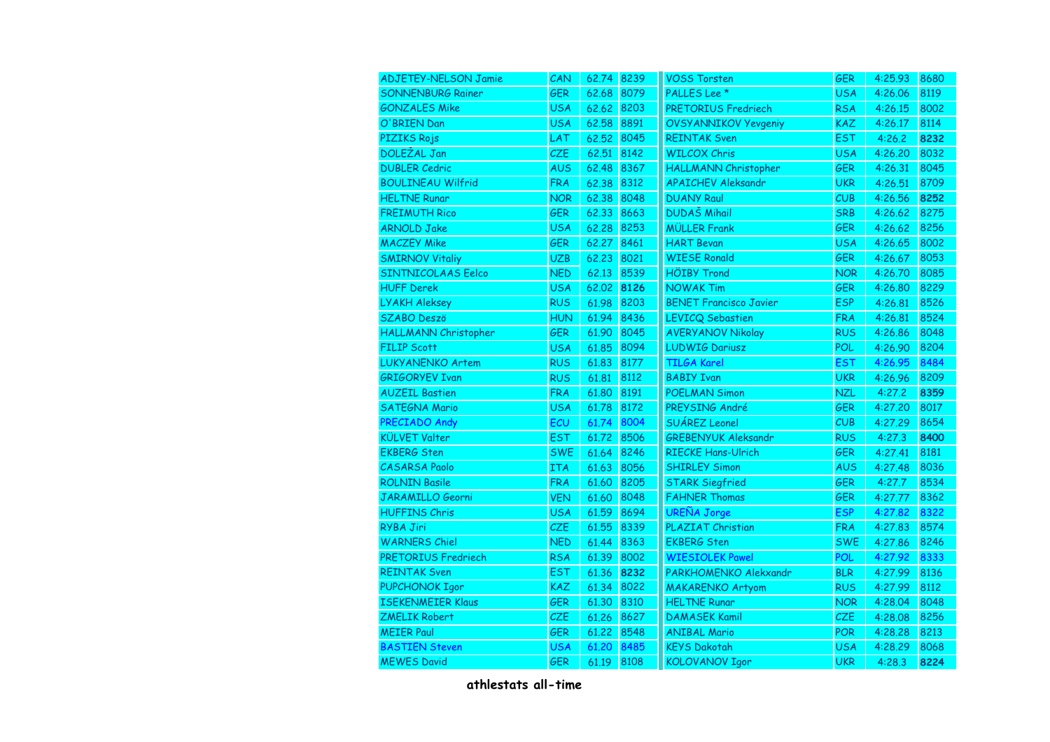| Name | Nat | Time | Pts | Name | Nat | Time | Pts |
|---|---|---|---|---|---|---|---|
| ADJETEY-NELSON Jamie | CAN | 62.74 | 8239 | VOSS Torsten | GER | 4:25.93 | 8680 |
| SONNENBURG Rainer | GER | 62.68 | 8079 | PALLES Lee * | USA | 4:26.06 | 8119 |
| GONZALES Mike | USA | 62.62 | 8203 | PRETORIUS Fredriech | RSA | 4:26.15 | 8002 |
| O'BRIEN Dan | USA | 62.58 | 8891 | OVSYANNIKOV Yevgeniy | KAZ | 4:26.17 | 8114 |
| PIZIKS Rojs | LAT | 62.52 | 8045 | REINTAK Sven | EST | 4:26.2 | **8232** |
| DOLEŽAL Jan | CZE | 62.51 | 8142 | WILCOX Chris | USA | 4:26.20 | 8032 |
| DUBLER Cedric | AUS | 62.48 | 8367 | HALLMANN Christopher | GER | 4:26.31 | 8045 |
| BOULINEAU Wilfrid | FRA | 62.38 | 8312 | APAICHEV Aleksandr | UKR | 4:26.51 | 8709 |
| HELTNE Runar | NOR | 62.38 | 8048 | DUANY Raul | CUB | 4:26.56 | **8252** |
| FREIMUTH Rico | GER | 62.33 | 8663 | DUDAŠ Mihail | SRB | 4:26.62 | 8275 |
| ARNOLD Jake | USA | 62.28 | 8253 | MÜLLER Frank | GER | 4:26.62 | 8256 |
| MACZEY Mike | GER | 62.27 | 8461 | HART Bevan | USA | 4:26.65 | 8002 |
| SMIRNOV Vitaliy | UZB | 62.23 | 8021 | WIESE Ronald | GER | 4:26.67 | 8053 |
| SINTNICOLAAS Eelco | NED | 62.13 | 8539 | HÖIBY Trond | NOR | 4:26.70 | 8085 |
| HUFF Derek | USA | 62.02 | **8126** | NOWAK Tim | GER | 4:26.80 | 8229 |
| LYAKH Aleksey | RUS | 61.98 | 8203 | BENET Francisco Javier | ESP | 4:26.81 | 8526 |
| SZABO Deszö | HUN | 61.94 | 8436 | LEVICQ Sebastien | FRA | 4:26.81 | 8524 |
| HALLMANN Christopher | GER | 61.90 | 8045 | AVERYANOV Nikolay | RUS | 4:26.86 | 8048 |
| FILIP Scott | USA | 61.85 | 8094 | LUDWIG Dariusz | POL | 4:26.90 | 8204 |
| LUKYANENKO Artem | RUS | 61.83 | 8177 | TILGA Karel | EST | 4:26.95 | 8484 |
| GRIGORYEV Ivan | RUS | 61.81 | 8112 | BABIY Ivan | UKR | 4:26.96 | 8209 |
| AUZEIL Bastien | FRA | 61.80 | 8191 | POELMAN Simon | NZL | 4:27.2 | **8359** |
| SATEGNA Mario | USA | 61.78 | 8172 | PREYSING André | GER | 4:27.20 | 8017 |
| PRECIADO Andy | ECU | 61.74 | 8004 | SUÁREZ Leonel | CUB | 4:27.29 | 8654 |
| KÜLVET Valter | EST | 61.72 | 8506 | GREBENYUK Aleksandr | RUS | 4:27.3 | **8400** |
| EKBERG Sten | SWE | 61.64 | 8246 | RIECKE Hans-Ulrich | GER | 4:27.41 | 8181 |
| CASARSA Paolo | ITA | 61.63 | 8056 | SHIRLEY Simon | AUS | 4:27.48 | 8036 |
| ROLNIN Basile | FRA | 61.60 | 8205 | STARK Siegfried | GER | 4:27.7 | 8534 |
| JARAMILLO Georni | VEN | 61.60 | 8048 | FAHNER Thomas | GER | 4:27.77 | 8362 |
| HUFFINS Chris | USA | 61.59 | 8694 | UREÑA Jorge | ESP | 4:27.82 | 8322 |
| RYBA Jiri | CZE | 61.55 | 8339 | PLAZIAT Christian | FRA | 4:27.83 | 8574 |
| WARNERS Chiel | NED | 61.44 | 8363 | EKBERG Sten | SWE | 4:27.86 | 8246 |
| PRETORIUS Fredriech | RSA | 61.39 | 8002 | WIESIOLEK Pawel | POL | 4:27.92 | 8333 |
| REINTAK Sven | EST | 61.36 | **8232** | PARKHOMENKO Alekxandr | BLR | 4:27.99 | 8136 |
| PUPCHONOK Igor | KAZ | 61.34 | 8022 | MAKARENKO Artyom | RUS | 4:27.99 | 8112 |
| ISEKENMEIER Klaus | GER | 61.30 | 8310 | HELTNE Runar | NOR | 4:28.04 | 8048 |
| ZMELIK Robert | CZE | 61.26 | 8627 | DAMASEK Kamil | CZE | 4:28.08 | 8256 |
| MEIER Paul | GER | 61.22 | 8548 | ANIBAL Mario | POR | 4:28.28 | 8213 |
| BASTIEN Steven | USA | 61.20 | 8485 | KEYS Dakotah | USA | 4:28.29 | 8068 |
| MEWES David | GER | 61.19 | 8108 | KOLOVANOV Igor | UKR | 4:28.3 | **8224** |

**athlestats all-time**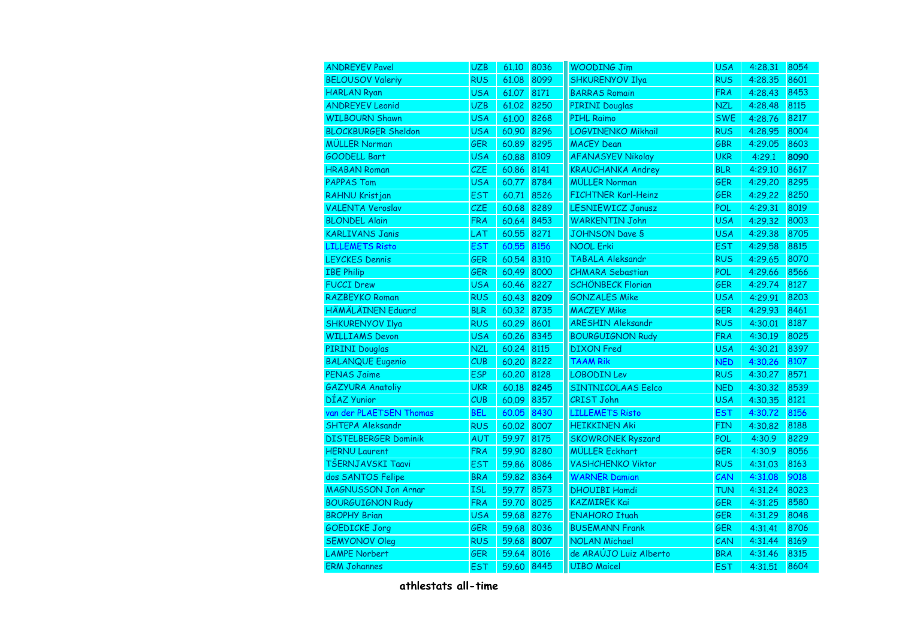| | | | | | | | |
|---|---|---|---|---|---|---|---|
| ANDREYEV Pavel | UZB | 61.10 | 8036 | WOODING Jim | USA | 4:28.31 | 8054 |
| BELOUSOV Valeriy | RUS | 61.08 | 8099 | SHKURENYOV Ilya | RUS | 4:28.35 | 8601 |
| HARLAN Ryan | USA | 61.07 | 8171 | BARRAS Romain | FRA | 4:28.43 | 8453 |
| ANDREYEV Leonid | UZB | 61.02 | 8250 | PIRINI Douglas | NZL | 4:28.48 | 8115 |
| WILBOURN Shawn | USA | 61.00 | 8268 | PIHL Raimo | SWE | 4:28.76 | 8217 |
| BLOCKBURGER Sheldon | USA | 60.90 | 8296 | LOGVINENKO Mikhail | RUS | 4:28.95 | 8004 |
| MÜLLER Norman | GER | 60.89 | 8295 | MACEY Dean | GBR | 4:29.05 | 8603 |
| GOODELL Bart | USA | 60.88 | 8109 | AFANASYEV Nikolay | UKR | 4:29.1 | **8090** |
| HRABAN Roman | CZE | 60.86 | 8141 | KRAUCHANKA Andrey | BLR | 4:29.10 | 8617 |
| PAPPAS Tom | USA | 60.77 | 8784 | MÜLLER Norman | GER | 4:29.20 | 8295 |
| RAHNU Kristjan | EST | 60.71 | 8526 | FICHTNER Karl-Heinz | GER | 4:29.22 | 8250 |
| VALENTA Veroslav | CZE | 60.68 | 8289 | LESNIEWICZ Janusz | POL | 4:29.31 | 8019 |
| BLONDEL Alain | FRA | 60.64 | 8453 | WARKENTIN John | USA | 4:29.32 | 8003 |
| KARLIVANS Janis | LAT | 60.55 | 8271 | JOHNSON Dave § | USA | 4:29.38 | 8705 |
| LILLEMETS Risto | EST | 60.55 | 8156 | NOOL Erki | EST | 4:29.58 | 8815 |
| LEYCKES Dennis | GER | 60.54 | 8310 | TABALA Aleksandr | RUS | 4:29.65 | 8070 |
| IBE Philip | GER | 60.49 | 8000 | CHMARA Sebastian | POL | 4:29.66 | 8566 |
| FUCCI Drew | USA | 60.46 | 8227 | SCHÖNBECK Florian | GER | 4:29.74 | 8127 |
| RAZBEYKO Roman | RUS | 60.43 | **8209** | GONZALES Mike | USA | 4:29.91 | 8203 |
| HÄMÄLÄINEN Eduard | BLR | 60.32 | 8735 | MACZEY Mike | GER | 4:29.93 | 8461 |
| SHKURENYOV Ilya | RUS | 60.29 | 8601 | ARESHIN Aleksandr | RUS | 4:30.01 | 8187 |
| WILLIAMS Devon | USA | 60.26 | 8345 | BOURGUIGNON Rudy | FRA | 4:30.19 | 8025 |
| PIRINI Douglas | NZL | 60.24 | 8115 | DIXON Fred | USA | 4:30.21 | 8397 |
| BALANQUE Eugenio | CUB | 60.20 | 8222 | TAAM Rik | NED | 4:30.26 | 8107 |
| PENAS Jaime | ESP | 60.20 | 8128 | LOBODIN Lev | RUS | 4:30.27 | 8571 |
| GAZYURA Anatoliy | UKR | 60.18 | **8245** | SINTNICOLAAS Eelco | NED | 4:30.32 | 8539 |
| DÍAZ Yunior | CUB | 60.09 | 8357 | CRIST John | USA | 4:30.35 | 8121 |
| van der PLAETSEN Thomas | BEL | 60.05 | 8430 | LILLEMETS Risto | EST | 4:30.72 | 8156 |
| SHTEPA Aleksandr | RUS | 60.02 | 8007 | HEIKKINEN Aki | FIN | 4:30.82 | 8188 |
| DISTELBERGER Dominik | AUT | 59.97 | 8175 | SKOWRONEK Ryszard | POL | 4:30.9 | 8229 |
| HERNU Laurent | FRA | 59.90 | 8280 | MÜLLER Eckhart | GER | 4:30.9 | 8056 |
| TŠERNJAVSKI Taavi | EST | 59.86 | 8086 | VASHCHENKO Viktor | RUS | 4:31.03 | 8163 |
| dos SANTOS Felipe | BRA | 59.82 | 8364 | WARNER Damian | CAN | 4:31.08 | 9018 |
| MAGNUSSON Jon Arnar | ISL | 59.77 | 8573 | DHOUIBI Hamdi | TUN | 4:31.24 | 8023 |
| BOURGUIGNON Rudy | FRA | 59.70 | 8025 | KAZMIREK Kai | GER | 4:31.25 | 8580 |
| BROPHY Brian | USA | 59.68 | 8276 | ENAHORO Ituah | GER | 4:31.29 | 8048 |
| GOEDICKE Jorg | GER | 59.68 | 8036 | BUSEMANN Frank | GER | 4:31.41 | 8706 |
| SEMYONOV Oleg | RUS | 59.68 | **8007** | NOLAN Michael | CAN | 4:31.44 | 8169 |
| LAMPE Norbert | GER | 59.64 | 8016 | de ARAÚJO Luiz Alberto | BRA | 4:31.46 | 8315 |
| ERM Johannes | EST | 59.60 | 8445 | UIBO Maicel | EST | 4:31.51 | 8604 |

**athlestats all-time**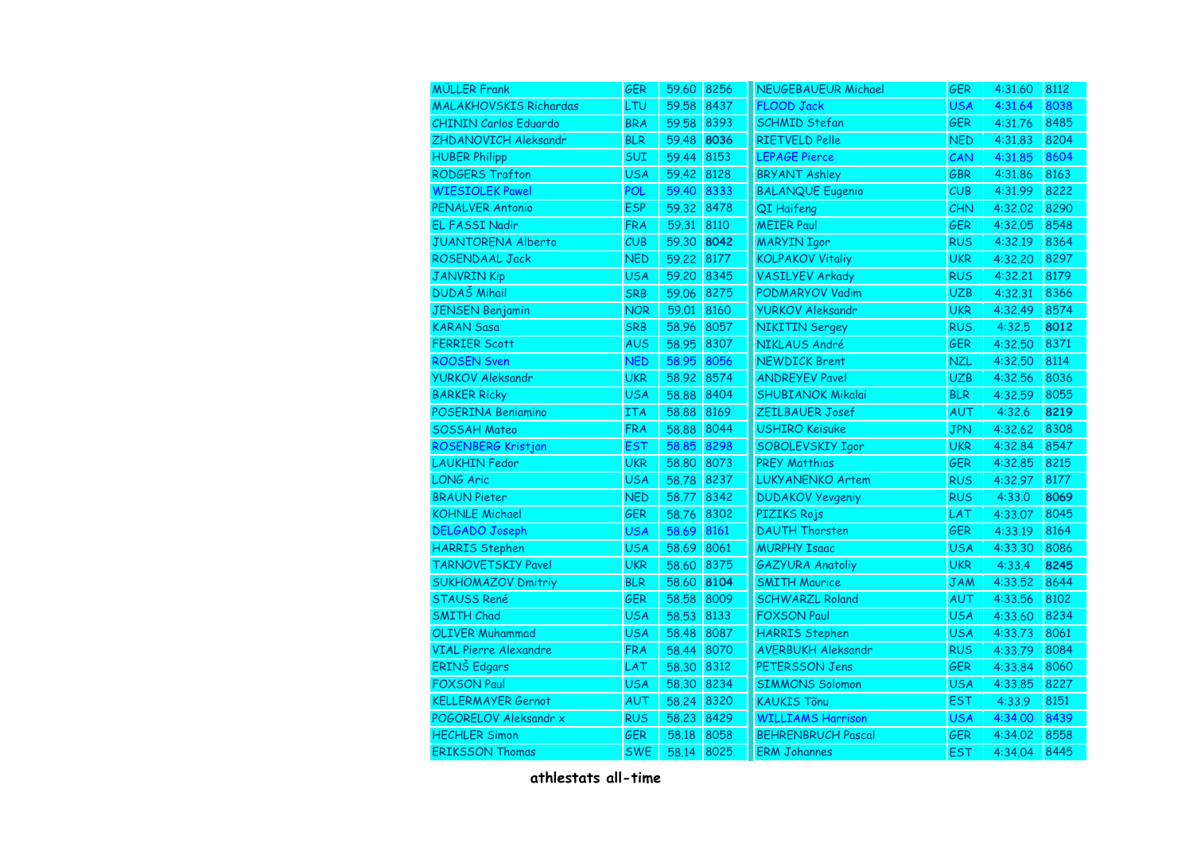| | | | | | | | |
|---|---|---|---|---|---|---|---|
| MÜLLER Frank | GER | 59.60 | 8256 | NEUGEBAUEUR Michael | GER | 4:31.60 | 8112 |
| MALAKHOVSKIS Richardas | LTU | 59.58 | 8437 | FLOOD Jack | USA | 4:31.64 | 8038 |
| CHININ Carlos Eduardo | BRA | 59.58 | 8393 | SCHMID Stefan | GER | 4:31.76 | 8485 |
| ZHDANOVICH Aleksandr | BLR | 59.48 | **8036** | RIETVELD Pelle | NED | 4:31.83 | 8204 |
| HUBER Philipp | SUI | 59.44 | 8153 | LEPAGE Pierce | CAN | 4:31.85 | 8604 |
| RODGERS Trafton | USA | 59.42 | 8128 | BRYANT Ashley | GBR | 4:31.86 | 8163 |
| WIESIOLEK Pawel | POL | 59.40 | 8333 | BALANQUE Eugenio | CUB | 4:31.99 | 8222 |
| PENALVER Antonio | ESP | 59.32 | 8478 | QI Haifeng | CHN | 4:32.02 | 8290 |
| EL FASSI Nadir | FRA | 59.31 | 8110 | MEIER Paul | GER | 4:32.05 | 8548 |
| JUANTORENA Alberto | CUB | 59.30 | **8042** | MARYIN Igor | RUS | 4:32.19 | 8364 |
| ROSENDAAL Jack | NED | 59.22 | 8177 | KOLPAKOV Vitaliy | UKR | 4:32.20 | 8297 |
| JANVRIN Kip | USA | 59.20 | 8345 | VASILYEV Arkady | RUS | 4:32.21 | 8179 |
| DUDAŠ Mihail | SRB | 59.06 | 8275 | PODMARYOV Vadim | UZB | 4:32.31 | 8366 |
| JENSEN Benjamin | NOR | 59.01 | 8160 | YURKOV Aleksandr | UKR | 4:32.49 | 8574 |
| KARAN Sasa | SRB | 58.96 | 8057 | NIKITIN Sergey | RUS | 4:32.5 | **8012** |
| FERRIER Scott | AUS | 58.95 | 8307 | NIKLAUS André | GER | 4:32.50 | 8371 |
| ROOSEN Sven | NED | 58.95 | 8056 | NEWDICK Brent | NZL | 4:32.50 | 8114 |
| YURKOV Aleksandr | UKR | 58.92 | 8574 | ANDREYEV Pavel | UZB | 4:32.56 | 8036 |
| BARKER Ricky | USA | 58.88 | 8404 | SHUBIANOK Mikalai | BLR | 4:32.59 | 8055 |
| POSERINA Beniamino | ITA | 58.88 | 8169 | ZEILBAUER Josef | AUT | 4:32.6 | **8219** |
| SOSSAH Mateo | FRA | 58.88 | 8044 | USHIRO Keisuke | JPN | 4:32.62 | 8308 |
| ROSENBERG Kristjan | EST | 58.85 | 8298 | SOBOLEVSKIY Igor | UKR | 4:32.84 | 8547 |
| LAUKHIN Fedor | UKR | 58.80 | 8073 | PREY Matthias | GER | 4:32.85 | 8215 |
| LONG Aric | USA | 58.78 | 8237 | LUKYANENKO Artem | RUS | 4:32.97 | 8177 |
| BRAUN Pieter | NED | 58.77 | 8342 | DUDAKOV Yevgeniy | RUS | 4:33.0 | **8069** |
| KOHNLE Michael | GER | 58.76 | 8302 | PIZIKS Rojs | LAT | 4:33.07 | 8045 |
| DELGADO Joseph | USA | 58.69 | 8161 | DAUTH Thorsten | GER | 4:33.19 | 8164 |
| HARRIS Stephen | USA | 58.69 | 8061 | MURPHY Isaac | USA | 4:33.30 | 8086 |
| TARNOVETSKIY Pavel | UKR | 58.60 | 8375 | GAZYURA Anatoliy | UKR | 4:33.4 | **8245** |
| SUKHOMAZOV Dmitriy | BLR | 58.60 | **8104** | SMITH Maurice | JAM | 4:33.52 | 8644 |
| STAUSS René | GER | 58.58 | 8009 | SCHWARZL Roland | AUT | 4:33.56 | 8102 |
| SMITH Chad | USA | 58.53 | 8133 | FOXSON Paul | USA | 4:33.60 | 8234 |
| OLIVER Muhammad | USA | 58.48 | 8087 | HARRIS Stephen | USA | 4:33.73 | 8061 |
| VIAL Pierre Alexandre | FRA | 58.44 | 8070 | AVERBUKH Aleksandr | RUS | 4:33.79 | 8084 |
| ERINŠ Edgars | LAT | 58.30 | 8312 | PETERSSON Jens | GER | 4:33.84 | 8060 |
| FOXSON Paul | USA | 58.30 | 8234 | SIMMONS Solomon | USA | 4:33.85 | 8227 |
| KELLERMAYER Gernot | AUT | 58.24 | 8320 | KAUKIS Tõnu | EST | 4:33.9 | 8151 |
| POGORELOV Aleksandr x | RUS | 58.23 | 8429 | WILLIAMS Harrison | USA | 4:34.00 | 8439 |
| HECHLER Simon | GER | 58.18 | 8058 | BEHRENBRUCH Pascal | GER | 4:34.02 | 8558 |
| ERIKSSON Thomas | SWE | 58.14 | 8025 | ERM Johannes | EST | 4:34.04 | 8445 |

**athlestats all-time**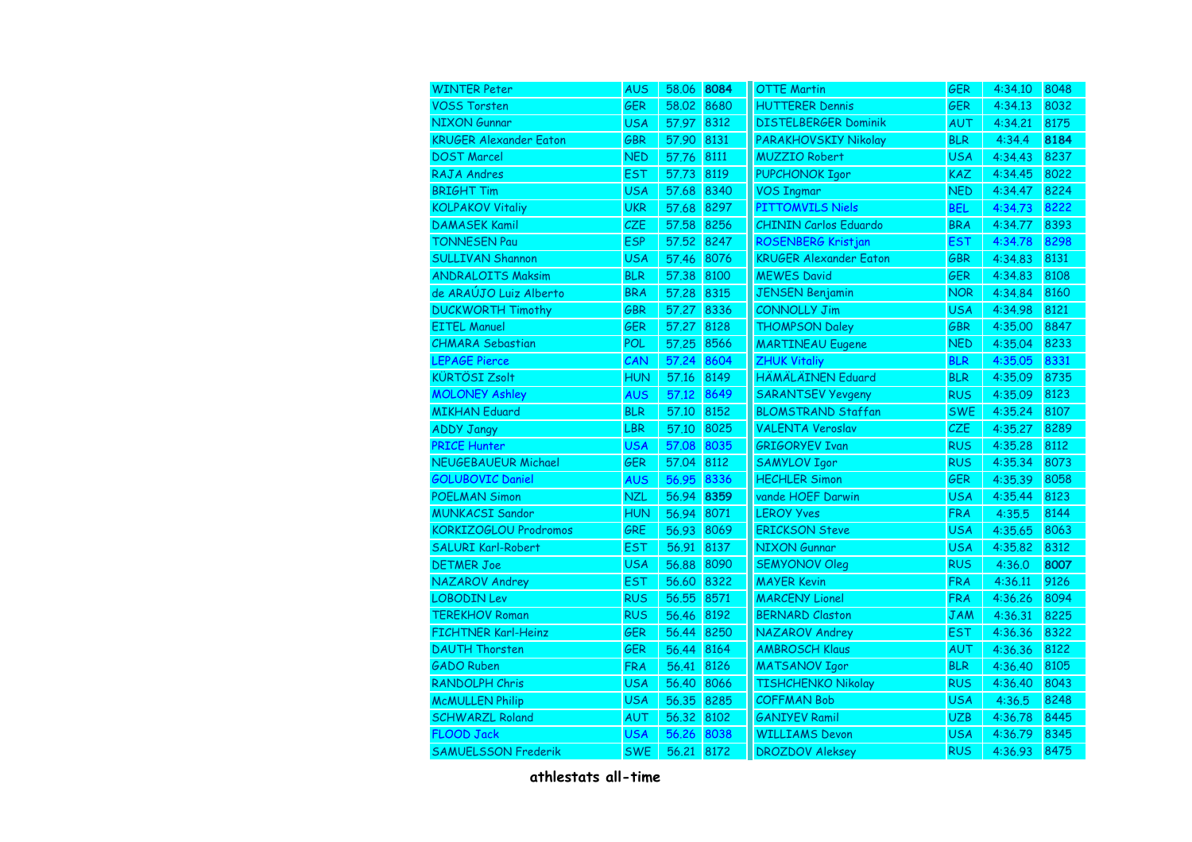| | | | | | | | |
|---|---|---|---|---|---|---|---|
| WINTER Peter | AUS | 58.06 | **8084** | OTTE Martin | GER | 4:34.10 | 8048 |
| VOSS Torsten | GER | 58.02 | 8680 | HUTTERER Dennis | GER | 4:34.13 | 8032 |
| NIXON Gunnar | USA | 57.97 | 8312 | DISTELBERGER Dominik | AUT | 4:34.21 | 8175 |
| KRUGER Alexander Eaton | GBR | 57.90 | 8131 | PARAKHOVSKIY Nikolay | BLR | 4:34.4 | **8184** |
| DOST Marcel | NED | 57.76 | 8111 | MUZZIO Robert | USA | 4:34.43 | 8237 |
| RAJA Andres | EST | 57.73 | 8119 | PUPCHONOK Igor | KAZ | 4:34.45 | 8022 |
| BRIGHT Tim | USA | 57.68 | 8340 | VOS Ingmar | NED | 4:34.47 | 8224 |
| KOLPAKOV Vitaliy | UKR | 57.68 | 8297 | PITTOMVILS Niels | BEL | 4:34.73 | 8222 |
| DAMASEK Kamil | CZE | 57.58 | 8256 | CHININ Carlos Eduardo | BRA | 4:34.77 | 8393 |
| TONNESEN Pau | ESP | 57.52 | 8247 | ROSENBERG Kristjan | EST | 4:34.78 | 8298 |
| SULLIVAN Shannon | USA | 57.46 | 8076 | KRUGER Alexander Eaton | GBR | 4:34.83 | 8131 |
| ANDRALOITS Maksim | BLR | 57.38 | 8100 | MEWES David | GER | 4:34.83 | 8108 |
| de ARAÚJO Luiz Alberto | BRA | 57.28 | 8315 | JENSEN Benjamin | NOR | 4:34.84 | 8160 |
| DUCKWORTH Timothy | GBR | 57.27 | 8336 | CONNOLLY Jim | USA | 4:34.98 | 8121 |
| EITEL Manuel | GER | 57.27 | 8128 | THOMPSON Daley | GBR | 4:35.00 | 8847 |
| CHMARA Sebastian | POL | 57.25 | 8566 | MARTINEAU Eugene | NED | 4:35.04 | 8233 |
| LEPAGE Pierce | CAN | 57.24 | 8604 | ZHUK Vitaliy | BLR | 4:35.05 | 8331 |
| KÜRTÖSI Zsolt | HUN | 57.16 | 8149 | HÄMÄLÄINEN Eduard | BLR | 4:35.09 | 8735 |
| MOLONEY Ashley | AUS | 57.12 | 8649 | SARANTSEV Yevgeny | RUS | 4:35.09 | 8123 |
| MIKHAN Eduard | BLR | 57.10 | 8152 | BLOMSTRAND Staffan | SWE | 4:35.24 | 8107 |
| ADDY Jangy | LBR | 57.10 | 8025 | VALENTA Veroslav | CZE | 4:35.27 | 8289 |
| PRICE Hunter | USA | 57.08 | 8035 | GRIGORYEV Ivan | RUS | 4:35.28 | 8112 |
| NEUGEBAUEUR Michael | GER | 57.04 | 8112 | SAMYLOV Igor | RUS | 4:35.34 | 8073 |
| GOLUBOVIC Daniel | AUS | 56.95 | 8336 | HECHLER Simon | GER | 4:35.39 | 8058 |
| POELMAN Simon | NZL | 56.94 | **8359** | vande HOEF Darwin | USA | 4:35.44 | 8123 |
| MUNKACSI Sandor | HUN | 56.94 | 8071 | LEROY Yves | FRA | 4:35.5 | 8144 |
| KORKIZOGLOU Prodromos | GRE | 56.93 | 8069 | ERICKSON Steve | USA | 4:35.65 | 8063 |
| SALURI Karl-Robert | EST | 56.91 | 8137 | NIXON Gunnar | USA | 4:35.82 | 8312 |
| DETMER Joe | USA | 56.88 | 8090 | SEMYONOV Oleg | RUS | 4:36.0 | **8007** |
| NAZAROV Andrey | EST | 56.60 | 8322 | MAYER Kevin | FRA | 4:36.11 | 9126 |
| LOBODIN Lev | RUS | 56.55 | 8571 | MARCENY Lionel | FRA | 4:36.26 | 8094 |
| TEREKHOV Roman | RUS | 56.46 | 8192 | BERNARD Claston | JAM | 4:36.31 | 8225 |
| FICHTNER Karl-Heinz | GER | 56.44 | 8250 | NAZAROV Andrey | EST | 4:36.36 | 8322 |
| DAUTH Thorsten | GER | 56.44 | 8164 | AMBROSCH Klaus | AUT | 4:36.36 | 8122 |
| GADO Ruben | FRA | 56.41 | 8126 | MATSANOV Igor | BLR | 4:36.40 | 8105 |
| RANDOLPH Chris | USA | 56.40 | 8066 | TISHCHENKO Nikolay | RUS | 4:36.40 | 8043 |
| McMULLEN Philip | USA | 56.35 | 8285 | COFFMAN Bob | USA | 4:36.5 | 8248 |
| SCHWARZL Roland | AUT | 56.32 | 8102 | GANIYEV Ramil | UZB | 4:36.78 | 8445 |
| FLOOD Jack | USA | 56.26 | 8038 | WILLIAMS Devon | USA | 4:36.79 | 8345 |
| SAMUELSSON Frederik | SWE | 56.21 | 8172 | DROZDOV Aleksey | RUS | 4:36.93 | 8475 |

**athlestats all-time**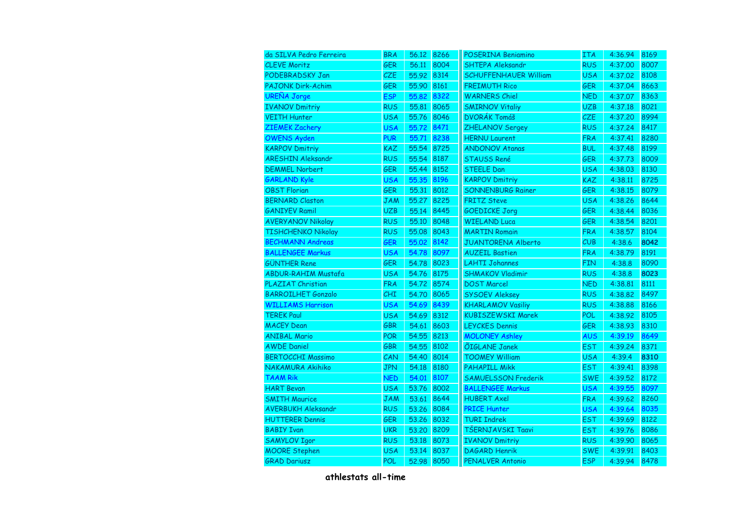| | | | | | | | |
|---|---|---|---|---|---|---|---|
| da SILVA Pedro Ferreira | BRA | 56.12 | 8266 | POSERINA Beniamino | ITA | 4:36.94 | 8169 |
| CLEVE Moritz | GER | 56.11 | 8004 | SHTEPA Aleksandr | RUS | 4:37.00 | 8007 |
| PODEBRADSKY Jan | CZE | 55.92 | 8314 | SCHUFFENHAUER William | USA | 4:37.02 | 8108 |
| PAJONK Dirk-Achim | GER | 55.90 | 8161 | FREIMUTH Rico | GER | 4:37.04 | 8663 |
| UREÑA Jorge | ESP | 55.82 | 8322 | WARNERS Chiel | NED | 4:37.07 | 8363 |
| IVANOV Dmitriy | RUS | 55.81 | 8065 | SMIRNOV Vitaliy | UZB | 4:37.18 | 8021 |
| VEITH Hunter | USA | 55.76 | 8046 | DVORÁK Tomáš | CZE | 4:37.20 | 8994 |
| ZIEMEK Zachery | USA | 55.72 | 8471 | ZHELANOV Sergey | RUS | 4:37.24 | 8417 |
| OWENS Ayden | PUR | 55.71 | 8238 | HERNU Laurent | FRA | 4:37.41 | 8280 |
| KARPOV Dmitriy | KAZ | 55.54 | 8725 | ANDONOV Atanas | BUL | 4:37.48 | 8199 |
| ARESHIN Aleksandr | RUS | 55.54 | 8187 | STAUSS René | GER | 4:37.73 | 8009 |
| DEMMEL Norbert | GER | 55.44 | 8152 | STEELE Dan | USA | 4:38.03 | 8130 |
| GARLAND Kyle | USA | 55.35 | 8196 | KARPOV Dmitriy | KAZ | 4:38.11 | 8725 |
| OBST Florian | GER | 55.31 | 8012 | SONNENBURG Rainer | GER | 4:38.15 | 8079 |
| BERNARD Claston | JAM | 55.27 | 8225 | FRITZ Steve | USA | 4:38.26 | 8644 |
| GANIYEV Ramil | UZB | 55.14 | 8445 | GOEDICKE Jorg | GER | 4:38.44 | 8036 |
| AVERYANOV Nikolay | RUS | 55.10 | 8048 | WIELAND Luca | GER | 4:38.54 | 8201 |
| TISHCHENKO Nikolay | RUS | 55.08 | 8043 | MARTIN Romain | FRA | 4:38.57 | 8104 |
| BECHMANN Andreas | GER | 55.02 | 8142 | JUANTORENA Alberto | CUB | 4:38.6 | **8042** |
| BALLENGEE Markus | USA | 54.78 | 8097 | AUZEIL Bastien | FRA | 4:38.79 | 8191 |
| GÜNTHER Rene | GER | 54.78 | 8023 | LAHTI Johannes | FIN | 4:38.8 | 8090 |
| ABDUR-RAHIM Mustafa | USA | 54.76 | 8175 | SHMAKOV Vladimir | RUS | 4:38.8 | **8023** |
| PLAZIAT Christian | FRA | 54.72 | 8574 | DOST Marcel | NED | 4:38.81 | 8111 |
| BARROILHET Gonzalo | CHI | 54.70 | 8065 | SYSOEV Aleksey | RUS | 4:38.82 | 8497 |
| WILLIAMS Harrison | USA | 54.69 | 8439 | KHARLAMOV Vasiliy | RUS | 4:38.88 | 8166 |
| TEREK Paul | USA | 54.69 | 8312 | KUBISZEWSKI Marek | POL | 4:38.92 | 8105 |
| MACEY Dean | GBR | 54.61 | 8603 | LEYCKES Dennis | GER | 4:38.93 | 8310 |
| ANIBAL Mario | POR | 54.55 | 8213 | MOLONEY Ashley | AUS | 4:39.19 | 8649 |
| AWDE Daniel | GBR | 54.55 | 8102 | ÕIGLANE Janek | EST | 4:39.24 | 8371 |
| BERTOCCHI Massimo | CAN | 54.40 | 8014 | TOOMEY William | USA | 4:39.4 | **8310** |
| NAKAMURA Akihiko | JPN | 54.18 | 8180 | PAHAPILL Mikk | EST | 4:39.41 | 8398 |
| TAAM Rik | NED | 54.01 | 8107 | SAMUELSSON Frederik | SWE | 4:39.52 | 8172 |
| HART Bevan | USA | 53.76 | 8002 | BALLENGEE Markus | USA | 4:39.55 | 8097 |
| SMITH Maurice | JAM | 53.61 | 8644 | HUBERT Axel | FRA | 4:39.62 | 8260 |
| AVERBUKH Aleksandr | RUS | 53.26 | 8084 | PRICE Hunter | USA | 4:39.64 | 8035 |
| HUTTERER Dennis | GER | 53.26 | 8032 | TURI Indrek | EST | 4:39.69 | 8122 |
| BABIY Ivan | UKR | 53.20 | 8209 | TŠERNJAVSKI Taavi | EST | 4:39.76 | 8086 |
| SAMYLOV Igor | RUS | 53.18 | 8073 | IVANOV Dmitriy | RUS | 4:39.90 | 8065 |
| MOORE Stephen | USA | 53.14 | 8037 | DAGARD Henrik | SWE | 4:39.91 | 8403 |
| GRAD Dariusz | POL | 52.98 | 8050 | PENALVER Antonio | ESP | 4:39.94 | 8478 |

**athlestats all-time**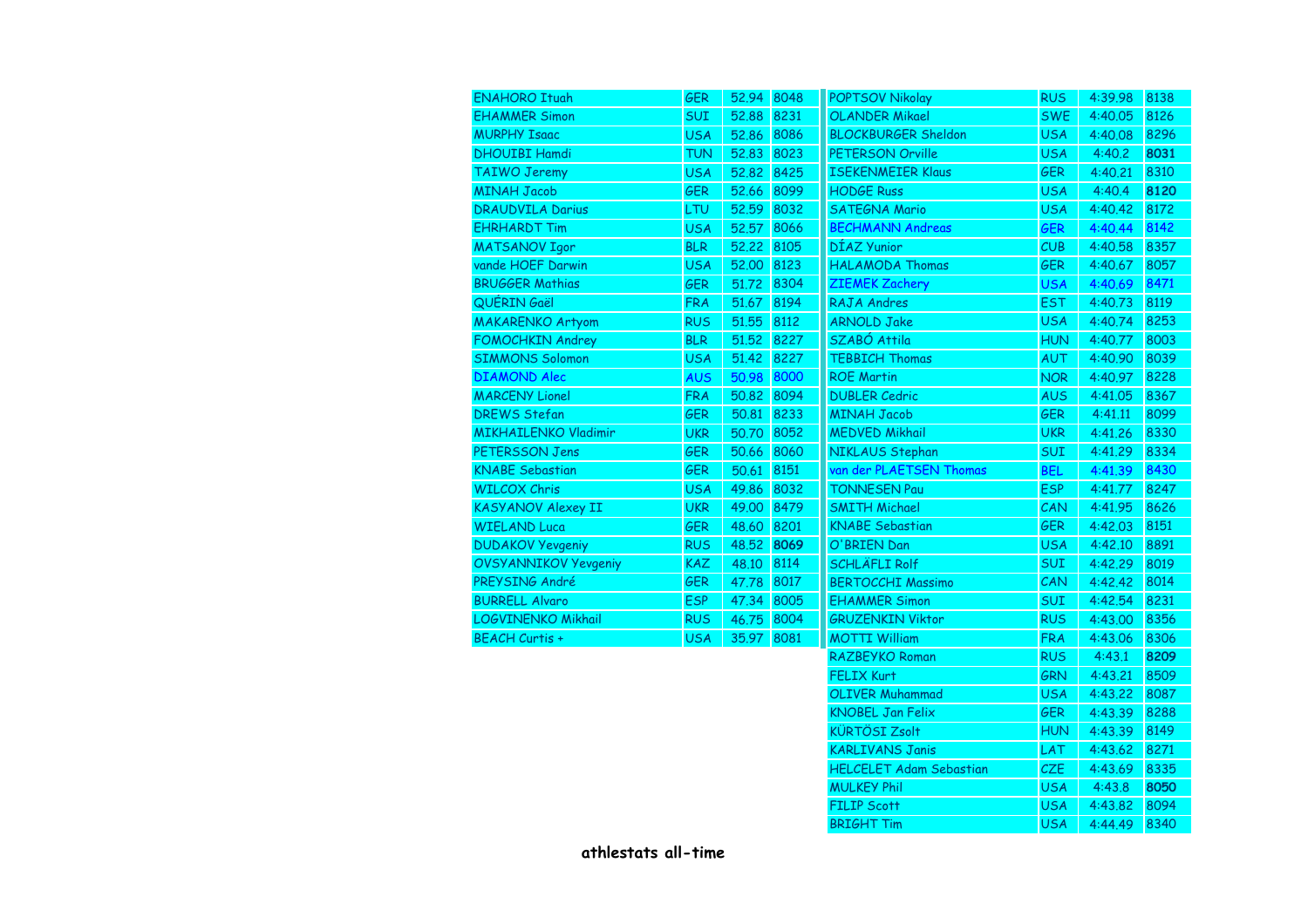| | | | |
|---|---|---|---|
| ENAHORO Ituah | GER | 52.94 | 8048 |
| EHAMMER Simon | SUI | 52.88 | 8231 |
| MURPHY Isaac | USA | 52.86 | 8086 |
| DHOUIBI Hamdi | TUN | 52.83 | 8023 |
| TAIWO Jeremy | USA | 52.82 | 8425 |
| MINAH Jacob | GER | 52.66 | 8099 |
| DRAUDVILA Darius | LTU | 52.59 | 8032 |
| EHRHARDT Tim | USA | 52.57 | 8066 |
| MATSANOV Igor | BLR | 52.22 | 8105 |
| vande HOEF Darwin | USA | 52.00 | 8123 |
| BRUGGER Mathias | GER | 51.72 | 8304 |
| QUÉRIN Gaël | FRA | 51.67 | 8194 |
| MAKARENKO Artyom | RUS | 51.55 | 8112 |
| FOMOCHKIN Andrey | BLR | 51.52 | 8227 |
| SIMMONS Solomon | USA | 51.42 | 8227 |
| DIAMOND Alec | AUS | 50.98 | 8000 |
| MARCENY Lionel | FRA | 50.82 | 8094 |
| DREWS Stefan | GER | 50.81 | 8233 |
| MIKHAILENKO Vladimir | UKR | 50.70 | 8052 |
| PETERSSON Jens | GER | 50.66 | 8060 |
| KNABE Sebastian | GER | 50.61 | 8151 |
| WILCOX Chris | USA | 49.86 | 8032 |
| KASYANOV Alexey II | UKR | 49.00 | 8479 |
| WIELAND Luca | GER | 48.60 | 8201 |
| DUDAKOV Yevgeniy | RUS | 48.52 | **8069** |
| OVSYANNIKOV Yevgeniy | KAZ | 48.10 | 8114 |
| PREYSING André | GER | 47.78 | 8017 |
| BURRELL Alvaro | ESP | 47.34 | 8005 |
| LOGVINENKO Mikhail | RUS | 46.75 | 8004 |
| BEACH Curtis + | USA | 35.97 | 8081 |

| | | | |
|---|---|---|---|
| POPTSOV Nikolay | RUS | 4:39.98 | 8138 |
| OLANDER Mikael | SWE | 4:40.05 | 8126 |
| BLOCKBURGER Sheldon | USA | 4:40.08 | 8296 |
| PETERSON Orville | USA | 4:40.2 | **8031** |
| ISEKENMEIER Klaus | GER | 4:40.21 | 8310 |
| HODGE Russ | USA | 4:40.4 | **8120** |
| SATEGNA Mario | USA | 4:40.42 | 8172 |
| BECHMANN Andreas | GER | 4:40.44 | 8142 |
| DÍAZ Yunior | CUB | 4:40.58 | 8357 |
| HALAMODA Thomas | GER | 4:40.67 | 8057 |
| ZIEMEK Zachery | USA | 4:40.69 | 8471 |
| RAJA Andres | EST | 4:40.73 | 8119 |
| ARNOLD Jake | USA | 4:40.74 | 8253 |
| SZABÓ Attila | HUN | 4:40.77 | 8003 |
| TEBBICH Thomas | AUT | 4:40.90 | 8039 |
| ROE Martin | NOR | 4:40.97 | 8228 |
| DUBLER Cedric | AUS | 4:41.05 | 8367 |
| MINAH Jacob | GER | 4:41.11 | 8099 |
| MEDVED Mikhail | UKR | 4:41.26 | 8330 |
| NIKLAUS Stephan | SUI | 4:41.29 | 8334 |
| van der PLAETSEN Thomas | BEL | 4:41.39 | 8430 |
| TONNESEN Pau | ESP | 4:41.77 | 8247 |
| SMITH Michael | CAN | 4:41.95 | 8626 |
| KNABE Sebastian | GER | 4:42.03 | 8151 |
| O'BRIEN Dan | USA | 4:42.10 | 8891 |
| SCHLÄFLI Rolf | SUI | 4:42.29 | 8019 |
| BERTOCCHI Massimo | CAN | 4:42.42 | 8014 |
| EHAMMER Simon | SUI | 4:42.54 | 8231 |
| GRUZENKIN Viktor | RUS | 4:43.00 | 8356 |
| MOTTI William | FRA | 4:43.06 | 8306 |
| RAZBEYKO Roman | RUS | 4:43.1 | **8209** |
| FELIX Kurt | GRN | 4:43.21 | 8509 |
| OLIVER Muhammad | USA | 4:43.22 | 8087 |
| KNOBEL Jan Felix | GER | 4:43.39 | 8288 |
| KÜRTÖSI Zsolt | HUN | 4:43.39 | 8149 |
| KARLIVANS Janis | LAT | 4:43.62 | 8271 |
| HELCELET Adam Sebastian | CZE | 4:43.69 | 8335 |
| MULKEY Phil | USA | 4:43.8 | **8050** |
| FILIP Scott | USA | 4:43.82 | 8094 |
| BRIGHT Tim | USA | 4:44.49 | 8340 |

**athlestats all-time**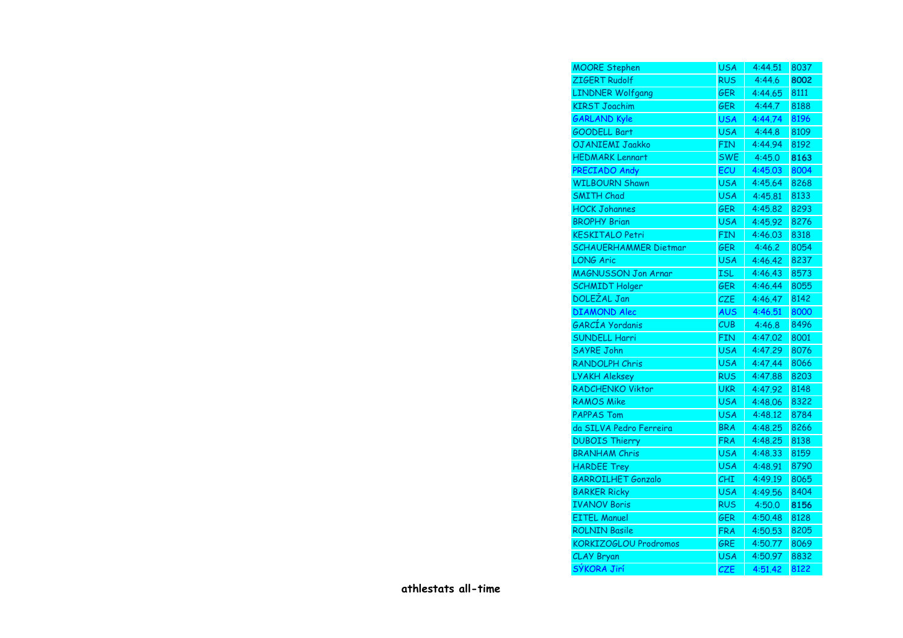| MOORE Stephen | USA | 4:44.51 | 8037 |
|---|---|---|---|
| ZIGERT Rudolf | RUS | 4:44.6 | **8002** |
| LINDNER Wolfgang | GER | 4:44.65 | 8111 |
| KIRST Joachim | GER | 4:44.7 | 8188 |
| GARLAND Kyle | USA | 4:44.74 | 8196 |
| GOODELL Bart | USA | 4:44.8 | 8109 |
| OJANIEMI Jaakko | FIN | 4:44.94 | 8192 |
| HEDMARK Lennart | SWE | 4:45.0 | **8163** |
| PRECIADO Andy | ECU | 4:45.03 | 8004 |
| WILBOURN Shawn | USA | 4:45.64 | 8268 |
| SMITH Chad | USA | 4:45.81 | 8133 |
| HOCK Johannes | GER | 4:45.82 | 8293 |
| BROPHY Brian | USA | 4:45.92 | 8276 |
| KESKITALO Petri | FIN | 4:46.03 | 8318 |
| SCHAUERHAMMER Dietmar | GER | 4:46.2 | 8054 |
| LONG Aric | USA | 4:46.42 | 8237 |
| MAGNUSSON Jon Arnar | ISL | 4:46.43 | 8573 |
| SCHMIDT Holger | GER | 4:46.44 | 8055 |
| DOLEŽAL Jan | CZE | 4:46.47 | 8142 |
| DIAMOND Alec | AUS | 4:46.51 | 8000 |
| GARCÍA Yordanis | CUB | 4:46.8 | 8496 |
| SUNDELL Harri | FIN | 4:47.02 | 8001 |
| SAYRE John | USA | 4:47.29 | 8076 |
| RANDOLPH Chris | USA | 4:47.44 | 8066 |
| LYAKH Aleksey | RUS | 4:47.88 | 8203 |
| RADCHENKO Viktor | UKR | 4:47.92 | 8148 |
| RAMOS Mike | USA | 4:48.06 | 8322 |
| PAPPAS Tom | USA | 4:48.12 | 8784 |
| da SILVA Pedro Ferreira | BRA | 4:48.25 | 8266 |
| DUBOIS Thierry | FRA | 4:48.25 | 8138 |
| BRANHAM Chris | USA | 4:48.33 | 8159 |
| HARDEE Trey | USA | 4:48.91 | 8790 |
| BARROILHET Gonzalo | CHI | 4:49.19 | 8065 |
| BARKER Ricky | USA | 4:49.56 | 8404 |
| IVANOV Boris | RUS | 4:50.0 | **8156** |
| EITEL Manuel | GER | 4:50.48 | 8128 |
| ROLNIN Basile | FRA | 4:50.53 | 8205 |
| KORKIZOGLOU Prodromos | GRE | 4:50.77 | 8069 |
| CLAY Bryan | USA | 4:50.97 | 8832 |
| SÝKORA Jirí | CZE | 4:51.42 | 8122 |

**athlestats all-time**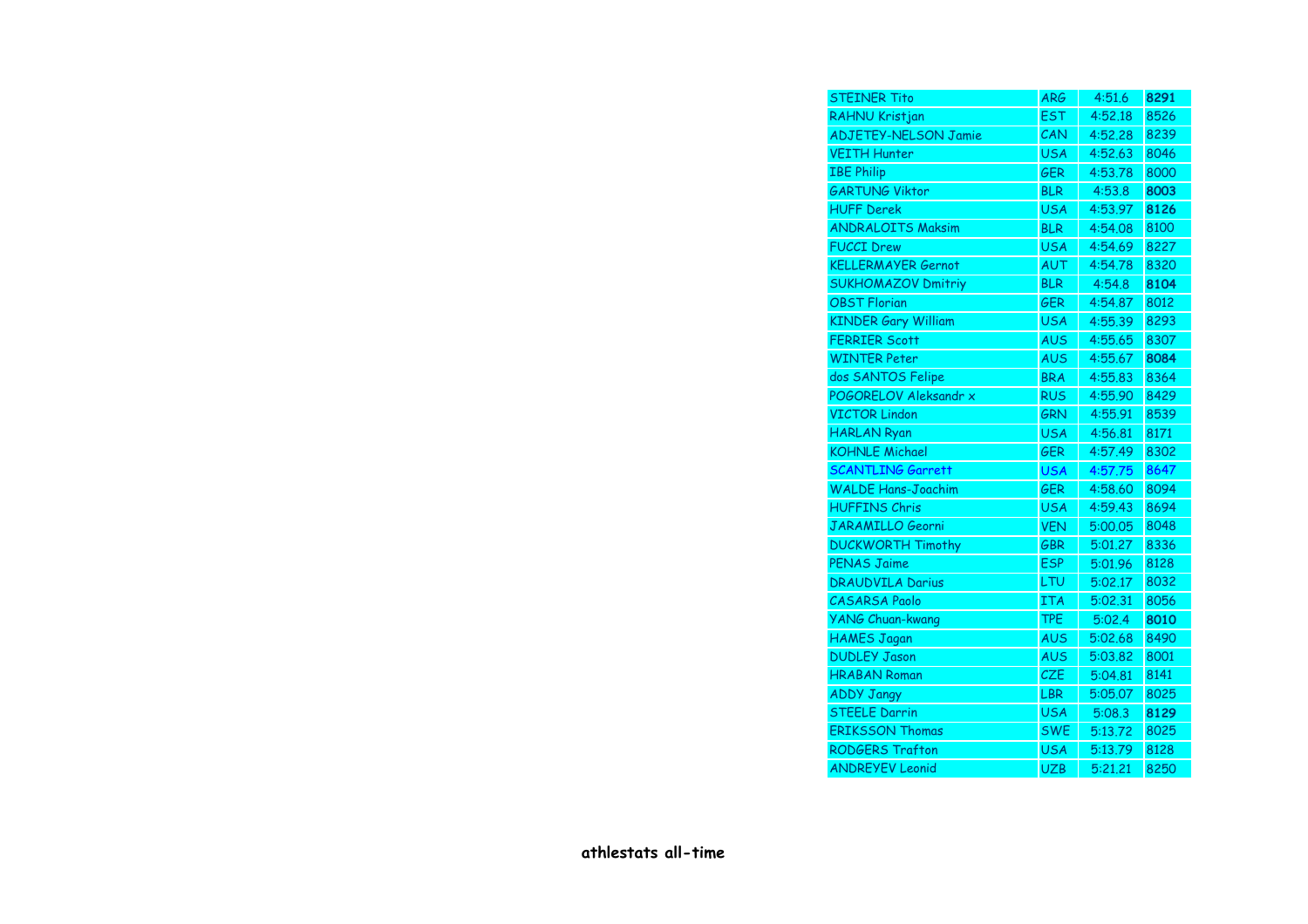| | | | |
|---|---|---|---|
| STEINER Tito | ARG | 4:51.6 | **8291** |
| RAHNU Kristjan | EST | 4:52.18 | 8526 |
| ADJETEY-NELSON Jamie | CAN | 4:52.28 | 8239 |
| VEITH Hunter | USA | 4:52.63 | 8046 |
| IBE Philip | GER | 4:53.78 | 8000 |
| GARTUNG Viktor | BLR | 4:53.8 | **8003** |
| HUFF Derek | USA | 4:53.97 | **8126** |
| ANDRALOITS Maksim | BLR | 4:54.08 | 8100 |
| FUCCI Drew | USA | 4:54.69 | 8227 |
| KELLERMAYER Gernot | AUT | 4:54.78 | 8320 |
| SUKHOMAZOV Dmitriy | BLR | 4:54.8 | **8104** |
| OBST Florian | GER | 4:54.87 | 8012 |
| KINDER Gary William | USA | 4:55.39 | 8293 |
| FERRIER Scott | AUS | 4:55.65 | 8307 |
| WINTER Peter | AUS | 4:55.67 | **8084** |
| dos SANTOS Felipe | BRA | 4:55.83 | 8364 |
| POGORELOV Aleksandr x | RUS | 4:55.90 | 8429 |
| VICTOR Lindon | GRN | 4:55.91 | 8539 |
| HARLAN Ryan | USA | 4:56.81 | 8171 |
| KOHNLE Michael | GER | 4:57.49 | 8302 |
| SCANTLING Garrett | USA | 4:57.75 | 8647 |
| WALDE Hans-Joachim | GER | 4:58.60 | 8094 |
| HUFFINS Chris | USA | 4:59.43 | 8694 |
| JARAMILLO Georni | VEN | 5:00.05 | 8048 |
| DUCKWORTH Timothy | GBR | 5:01.27 | 8336 |
| PENAS Jaime | ESP | 5:01.96 | 8128 |
| DRAUDVILA Darius | LTU | 5:02.17 | 8032 |
| CASARSA Paolo | ITA | 5:02.31 | 8056 |
| YANG Chuan-kwang | TPE | 5:02.4 | **8010** |
| HAMES Jagan | AUS | 5:02.68 | 8490 |
| DUDLEY Jason | AUS | 5:03.82 | 8001 |
| HRABAN Roman | CZE | 5:04.81 | 8141 |
| ADDY Jangy | LBR | 5:05.07 | 8025 |
| STEELE Darrin | USA | 5:08.3 | **8129** |
| ERIKSSON Thomas | SWE | 5:13.72 | 8025 |
| RODGERS Trafton | USA | 5:13.79 | 8128 |
| ANDREYEV Leonid | UZB | 5:21.21 | 8250 |

**athlestats all-time**